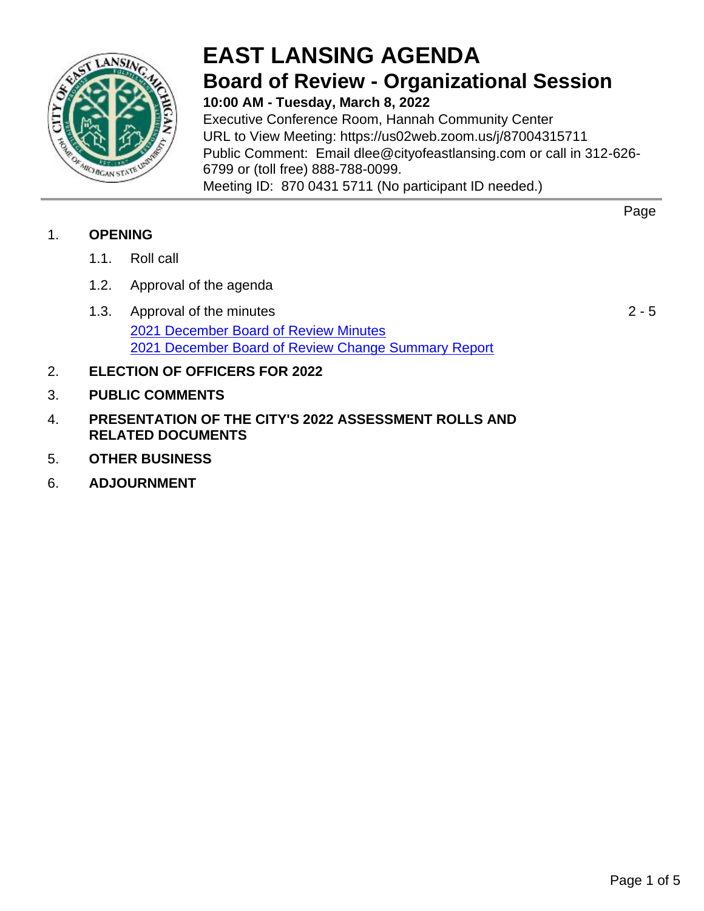# EAST LANSING AGENDA

## Board of Review - Organizational Session

**10:00 AM - Tuesday, March 8, 2022**

Executive Conference Room, Hannah Community Center
URL to View Meeting: https://us02web.zoom.us/j/87004315711
Public Comment: Email dlee@cityofeastlansing.com or call in 312-626-6799 or (toll free) 888-788-0099.
Meeting ID: 870 0431 5711 (No participant ID needed.)

| | | Page |
|---|---|---|
| 1. | **OPENING** | |
| | 1.1. Roll call | |
| | 1.2. Approval of the agenda | |
| | 1.3. Approval of the minutes<br>2021 December Board of Review Minutes<br>2021 December Board of Review Change Summary Report | 2 - 5 |
| 2. | **ELECTION OF OFFICERS FOR 2022** | |
| 3. | **PUBLIC COMMENTS** | |
| 4. | **PRESENTATION OF THE CITY'S 2022 ASSESSMENT ROLLS AND RELATED DOCUMENTS** | |
| 5. | **OTHER BUSINESS** | |
| 6. | **ADJOURNMENT** | |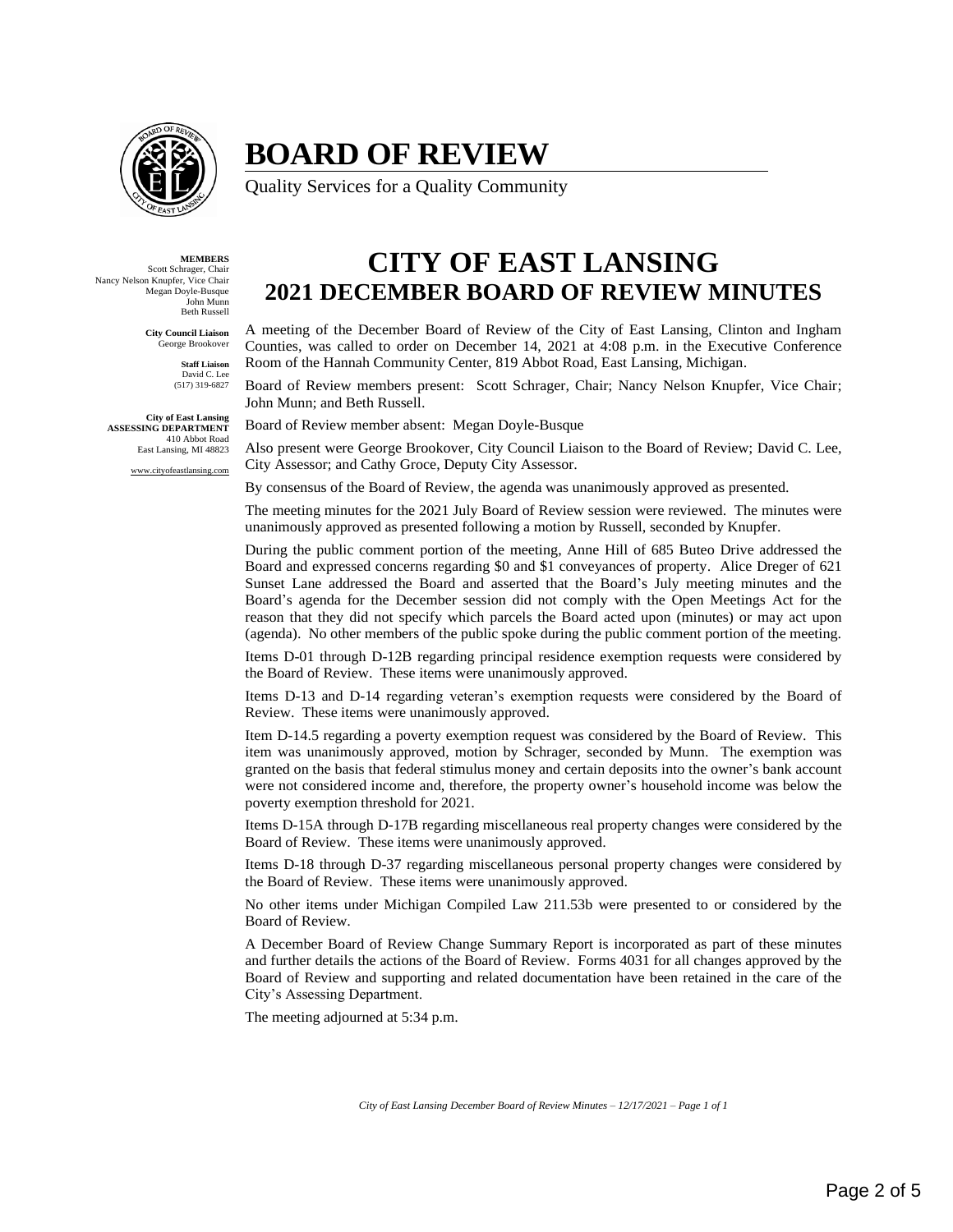# BOARD OF REVIEW

Quality Services for a Quality Community

**MEMBERS**
Scott Schrager, Chair
Nancy Nelson Knupfer, Vice Chair
Megan Doyle-Busque
John Munn
Beth Russell

**City Council Liaison**
George Brookover

**Staff Liaison**
David C. Lee
(517) 319-6827

**City of East Lansing**
**ASSESSING DEPARTMENT**
410 Abbot Road
East Lansing, MI 48823

www.cityofeastlansing.com

## CITY OF EAST LANSING
## 2021 DECEMBER BOARD OF REVIEW MINUTES

A meeting of the December Board of Review of the City of East Lansing, Clinton and Ingham Counties, was called to order on December 14, 2021 at 4:08 p.m. in the Executive Conference Room of the Hannah Community Center, 819 Abbot Road, East Lansing, Michigan.

Board of Review members present: Scott Schrager, Chair; Nancy Nelson Knupfer, Vice Chair; John Munn; and Beth Russell.

Board of Review member absent: Megan Doyle-Busque

Also present were George Brookover, City Council Liaison to the Board of Review; David C. Lee, City Assessor; and Cathy Groce, Deputy City Assessor.

By consensus of the Board of Review, the agenda was unanimously approved as presented.

The meeting minutes for the 2021 July Board of Review session were reviewed. The minutes were unanimously approved as presented following a motion by Russell, seconded by Knupfer.

During the public comment portion of the meeting, Anne Hill of 685 Buteo Drive addressed the Board and expressed concerns regarding $0 and $1 conveyances of property. Alice Dreger of 621 Sunset Lane addressed the Board and asserted that the Board's July meeting minutes and the Board's agenda for the December session did not comply with the Open Meetings Act for the reason that they did not specify which parcels the Board acted upon (minutes) or may act upon (agenda). No other members of the public spoke during the public comment portion of the meeting.

Items D-01 through D-12B regarding principal residence exemption requests were considered by the Board of Review. These items were unanimously approved.

Items D-13 and D-14 regarding veteran's exemption requests were considered by the Board of Review. These items were unanimously approved.

Item D-14.5 regarding a poverty exemption request was considered by the Board of Review. This item was unanimously approved, motion by Schrager, seconded by Munn. The exemption was granted on the basis that federal stimulus money and certain deposits into the owner's bank account were not considered income and, therefore, the property owner's household income was below the poverty exemption threshold for 2021.

Items D-15A through D-17B regarding miscellaneous real property changes were considered by the Board of Review. These items were unanimously approved.

Items D-18 through D-37 regarding miscellaneous personal property changes were considered by the Board of Review. These items were unanimously approved.

No other items under Michigan Compiled Law 211.53b were presented to or considered by the Board of Review.

A December Board of Review Change Summary Report is incorporated as part of these minutes and further details the actions of the Board of Review. Forms 4031 for all changes approved by the Board of Review and supporting and related documentation have been retained in the care of the City's Assessing Department.

The meeting adjourned at 5:34 p.m.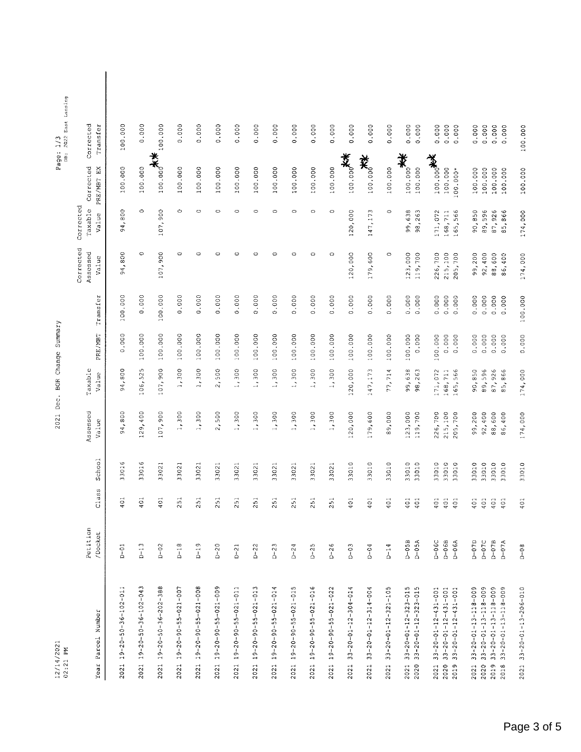12/14/2021
02:21 PM

# 2021 Dec. BOR Change Summary

Page: 1/3
DB: 2022 East Lansing

| Year | Parcel Number | Petition /Docket | Class | School | Assessed Value | Taxable Value | PRE/MBT | Transfer | Corrected Assessed Value | Corrected Taxable Value | Corrected PRE/MBT EX | Corrected Transfer |
|---|---|---|---|---|---|---|---|---|---|---|---|---|
| 2021 | 19-20-50-36-102-011 | D-01 | 401 | 33016 | 94,800 | 94,800 | 0.000 | 100.000 | 94,800 | 94,800 | 100.000 | 100.000 |
| 2021 | 19-20-50-36-102-043 | D-13 | 401 | 33016 | 129,400 | 106,525 | 100.000 | 0.000 | 0 | 0 | 100.000 | 0.000 |
| 2021 | 19-20-50-36-202-388 | D-02 | 401 | 33021 | 107,900 | 107,900 | 100.000 | 100.000 | 107,900 | 107,900 | 100.000** | 100.000 |
| 2021 | 19-20-90-55-021-007 | D-18 | 251 | 33021 | 1,300 | 1,300 | 100.000 | 0.000 | 0 | 0 | 100.000 | 0.000 |
| 2021 | 19-20-90-55-021-008 | D-19 | 251 | 33021 | 1,300 | 1,300 | 100.000 | 0.000 | 0 | 0 | 100.000 | 0.000 |
| 2021 | 19-20-90-55-021-009 | D-20 | 251 | 33021 | 2,500 | 2,500 | 100.000 | 0.000 | 0 | 0 | 100.000 | 0.000 |
| 2021 | 19-20-90-55-021-011 | D-21 | 251 | 33021 | 1,300 | 1,300 | 100.000 | 0.000 | 0 | 0 | 100.000 | 0.000 |
| 2021 | 19-20-90-55-021-013 | D-22 | 251 | 33021 | 1,300 | 1,300 | 100.000 | 0.000 | 0 | 0 | 100.000 | 0.000 |
| 2021 | 19-20-90-55-021-014 | D-23 | 251 | 33021 | 1,300 | 1,300 | 100.000 | 0.000 | 0 | 0 | 100.000 | 0.000 |
| 2021 | 19-20-90-55-021-015 | D-24 | 251 | 33021 | 1,300 | 1,300 | 100.000 | 0.000 | 0 | 0 | 100.000 | 0.000 |
| 2021 | 19-20-90-55-021-016 | D-25 | 251 | 33021 | 1,300 | 1,300 | 100.000 | 0.000 | 0 | 0 | 100.000 | 0.000 |
| 2021 | 19-20-90-55-021-022 | D-26 | 251 | 33021 | 1,300 | 1,300 | 100.000 | 0.000 | 0 | 0 | 100.000 | 0.000 |
| 2021 | 33-20-01-12-304-014 | D-03 | 401 | 33010 | 120,000 | 120,000 | 100.000 | 0.000 | 120,000 | 120,000 | 100.000** | 0.000 |
| 2021 | 33-20-01-12-314-004 | D-04 | 401 | 33010 | 179,600 | 147,173 | 100.000 | 0.000 | 179,600 | 147,173 | 100.000** | 0.000 |
| 2021 | 33-20-01-12-321-105 | D-14 | 401 | 33010 | 89,000 | 77,714 | 100.000 | 0.000 | 0 | 0 | 100.000 | 0.000 |
| 2021 | 33-20-01-12-323-015 | D-05B | 401 | 33010 | 123,000 | 99,638 | 100.000 | 0.000 | 123,000 | 99,638 | 100.000** | 0.000 |
| 2020 | 33-20-01-12-323-015 | D-05A | 401 | 33010 | 119,700 | 98,263 | 0.000 | 0.000 | 119,700 | 98,263 | 100.000 | 0.000 |
| 2021 | 33-20-01-12-431-001 | D-06C | 401 | 33010 | 226,700 | 171,072 | 100.000 | 0.000 | 226,700 | 171,072 | 100.000** | 0.000 |
| 2020 | 33-20-01-12-431-001 | D-06B | 401 | 33010 | 215,100 | 168,711 | 0.000 | 0.000 | 215,100 | 168,711 | 100.000 | 0.000 |
| 2019 | 33-20-01-12-431-001 | D-06A | 401 | 33010 | 205,700 | 165,566 | 0.000 | 0.000 | 205,700 | 165,566 | 100.000* | 0.000 |
| 2021 | 33-20-01-13-118-009 | D-07D | 401 | 33010 | 99,200 | 90,850 | 0.000 | 0.000 | 99,200 | 90,850 | 100.000 | 0.000 |
| 2020 | 33-20-01-13-118-009 | D-07C | 401 | 33010 | 92,400 | 89,596 | 0.000 | 0.000 | 92,400 | 89,596 | 100.000 | 0.000 |
| 2019 | 33-20-01-13-118-009 | D-07B | 401 | 33010 | 88,600 | 87,926 | 0.000 | 0.000 | 88,600 | 87,926 | 100.000 | 0.000 |
| 2018 | 33-20-01-13-118-009 | D-07A | 401 | 33010 | 86,400 | 85,866 | 0.000 | 0.000 | 86,400 | 85,866 | 100.000 | 0.000 |
| 2021 | 33-20-01-13-206-010 | D-08 | 401 | 33010 | 174,000 | 174,000 | 0.000 | 100.000 | 174,000 | 174,000 | 100.000 | 100.000 |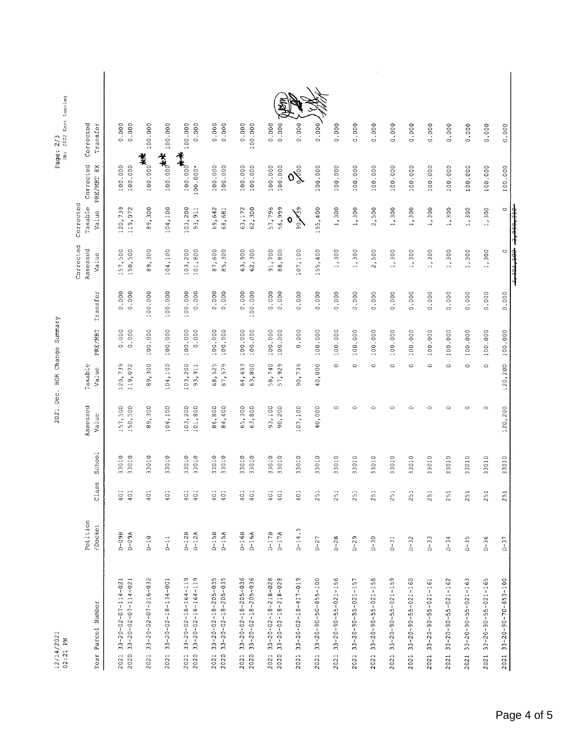12/14/2021
02:21 PM

# 2021 Dec. BOR Change Summary

Page: 2/3
DB: 2022 East Lansing

| Year | Parcel Number | Petition /Docket | Class | School | Assessed Value | Taxable Value | PRE/MBT | Transfer | Corrected Assessed Value | Corrected Taxable Value | Corrected PRE/MBT EX | Corrected Transfer |
|---|---|---|---|---|---|---|---|---|---|---|---|---|
| 2021 | 33-20-02-07-114-021 | D-09B | 401 | 33010 | 157,500 | 120,739 | 0.000 | 0.000 | 157,500 | 120,739 | 100.000 | 0.000 |
| 2020 | 33-20-02-07-114-021 | D-09A | 401 | 33010 | 150,500 | 119,072 | 0.000 | 0.000 | 150,500 | 119,072 | 100.000 | 0.000 |
| 2021 | 33-20-02-07-216-032 | D-10 | 401 | 33010 | 89,300 | 89,300 | 100.000 | 100.000 | 89,300 | 89,300 | 100.000 ** | 100.000 |
| 2021 | 33-20-02-18-134-001 | D-11 | 401 | 33010 | 104,100 | 104,100 | 100.000 | 100.000 | 104,100 | 104,100 | 100.000 ** | 100.000 |
| 2021 | 33-20-02-18-164-119 | D-12B | 401 | 33010 | 103,200 | 103,200 | 100.000 | 100.000 | 103,200 | 103,200 | 100.000 ** | 100.000 |
| 2020 | 33-20-02-18-164-119 | D-12A | 401 | 33010 | 101,800 | 93,911 | 0.000 | 0.000 | 101,800 | 93,911 | 100.000* | 0.000 |
| 2021 | 33-20-02-18-205-035 | D-15B | 401 | 33010 | 86,800 | 68,525 | 100.000 | 0.000 | 87,600 | 69,642 | 100.000 | 0.000 |
| 2020 | 33-20-02-18-205-035 | D-15A | 401 | 33010 | 84,400 | 67,579 | 100.000 | 0.000 | 85,300 | 68,681 | 100.000 | 0.000 |
| 2021 | 33-20-02-18-205-036 | D-16B | 401 | 33010 | 65,300 | 64,693 | 100.000 | 0.000 | 63,900 | 63,172 | 100.000 | 0.000 |
| 2020 | 33-20-02-18-205-036 | D-16A | 401 | 33010 | 63,800 | 63,800 | 100.000 | 100.000 | 62,300 | 62,300 | 100.000 | 100.000 |
| 2021 | 33-20-02-18-218-028 | D-17B | 401 | 33010 | 93,100 | 58,740 | 100.000 | 0.000 | 91,700 | 57,796 | 100.000 | 0.000 |
| 2020 | 33-20-02-18-218-028 | D-17A | 401 | 33010 | 90,200 | 57,929 | 100.000 | 0.000 | 88,800 | 56,999 | 100.000 | 0.000 |
| 2021 | 33-20-02-18-417-019 | D-14.5 | 401 | 33010 | 107,100 | 90,739 | 0.000 | 0.000 | 107,100 | ~~90,739~~ 0 | ~~0.000~~ 0% | 0.000 |
| 2021 | 33-20-90-50-855-100 | D-27 | 251 | 33010 | 40,000 | 40,000 | 100.000 | 0.000 | 155,400 | 155,400 | 100.000 | 0.000 |
| 2021 | 33-20-90-55-021-156 | D-28 | 251 | 33010 | 0 | 0 | 100.000 | 0.000 | 1,300 | 1,300 | 100.000 | 0.000 |
| 2021 | 33-20-90-55-021-157 | D-29 | 251 | 33010 | 0 | 0 | 100.000 | 0.000 | 1,300 | 1,300 | 100.000 | 0.000 |
| 2021 | 33-20-90-55-021-158 | D-30 | 251 | 33010 | 0 | 0 | 100.000 | 0.000 | 2,500 | 2,500 | 100.000 | 0.000 |
| 2021 | 33-20-90-55-021-159 | D-31 | 251 | 33010 | 0 | 0 | 100.000 | 0.000 | 1,300 | 1,300 | 100.000 | 0.000 |
| 2021 | 33-20-90-55-021-160 | D-32 | 251 | 33010 | 0 | 0 | 100.000 | 0.000 | 1,300 | 1,300 | 100.000 | 0.000 |
| 2021 | 33-20-90-55-021-161 | D-33 | 251 | 33010 | 0 | 0 | 100.000 | 0.000 | 1,300 | 1,300 | 100.000 | 0.000 |
| 2021 | 33-20-90-55-021-162 | D-34 | 251 | 33010 | 0 | 0 | 100.000 | 0.000 | 1,300 | 1,300 | 100.000 | 0.000 |
| 2021 | 33-20-90-55-021-163 | D-35 | 251 | 33010 | 0 | 0 | 100.000 | 0.000 | 1,300 | 1,300 | 100.000 | 0.000 |
| 2021 | 33-20-90-55-021-165 | D-36 | 251 | 33010 | 0 | 0 | 100.000 | 0.000 | 1,300 | 1,300 | 100.000 | 0.000 |
| 2021 | 33-20-90-70-653-100 | D-37 | 251 | 33010 | 120,200 | 120,200 | 100.000 | 0.000 | 0 | 0 | 100.000 | 0.000 |
| | | | | | | | | | ~~1,304,500~~ | ~~2,059,312~~ | | |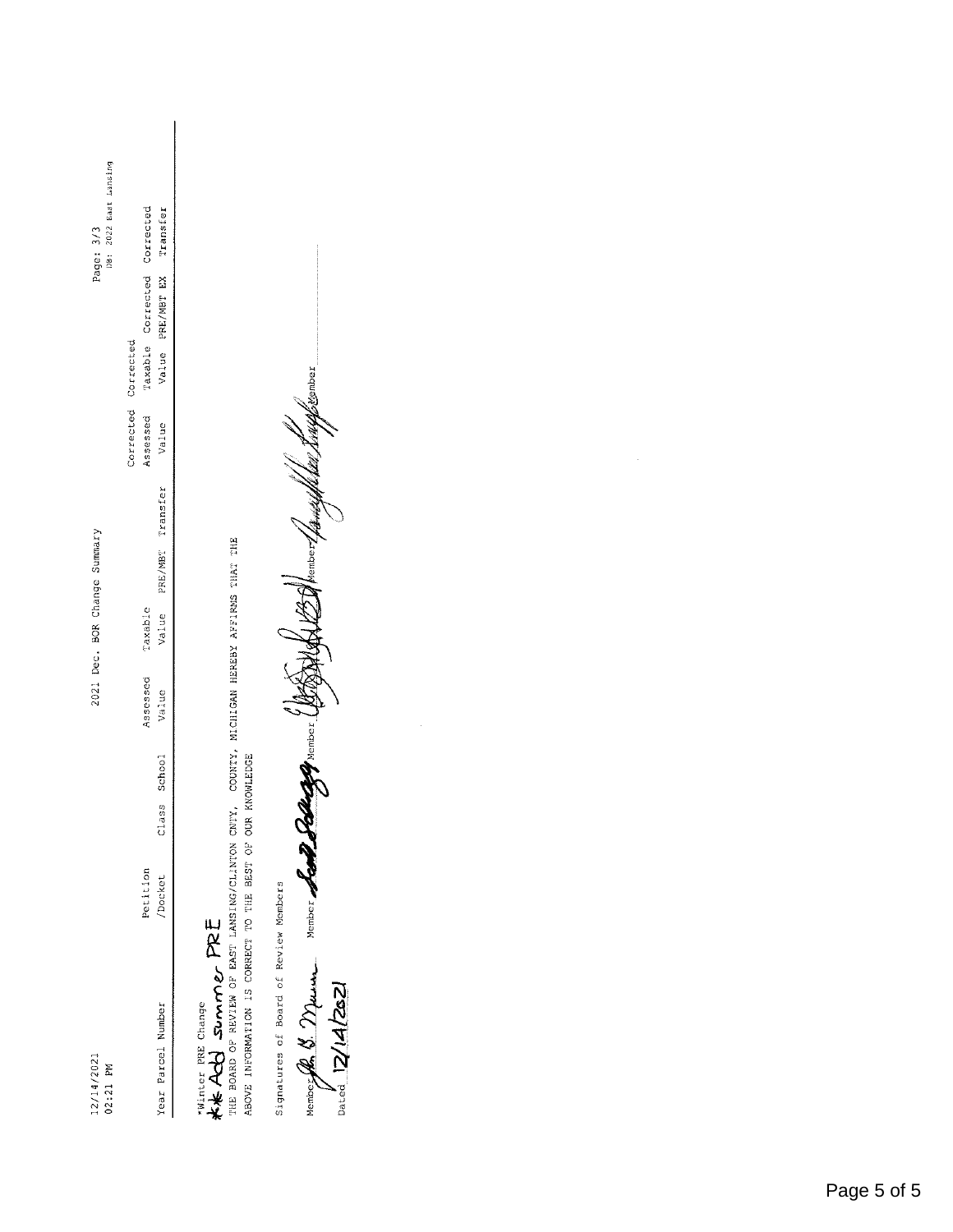12/14/2021
02:21 PM

2021 Dec. BOR Change Summary

Page: 3/3
DB: 2022 East Lansing

| Year Parcel Number | Petition /Docket | Class | School | Assessed Value | Taxable Value | PRE/MBT | Transfer | Corrected Assessed Value | Corrected Taxable Value | Corrected PRE/MBT EX | Corrected Transfer |
|---|---|---|---|---|---|---|---|---|---|---|---|

*Winter PRE Change

** Add summer PRE

THE BOARD OF REVIEW OF EAST LANSING/CLINTON CNTY, COUNTY, MICHIGAN HEREBY AFFIRMS THAT THE ABOVE INFORMATION IS CORRECT TO THE BEST OF OUR KNOWLEDGE

Signatures of Board of Review Members

Member [signature] Member [signature] Member [signature] Member [signature] Member

Dated 12/14/2021